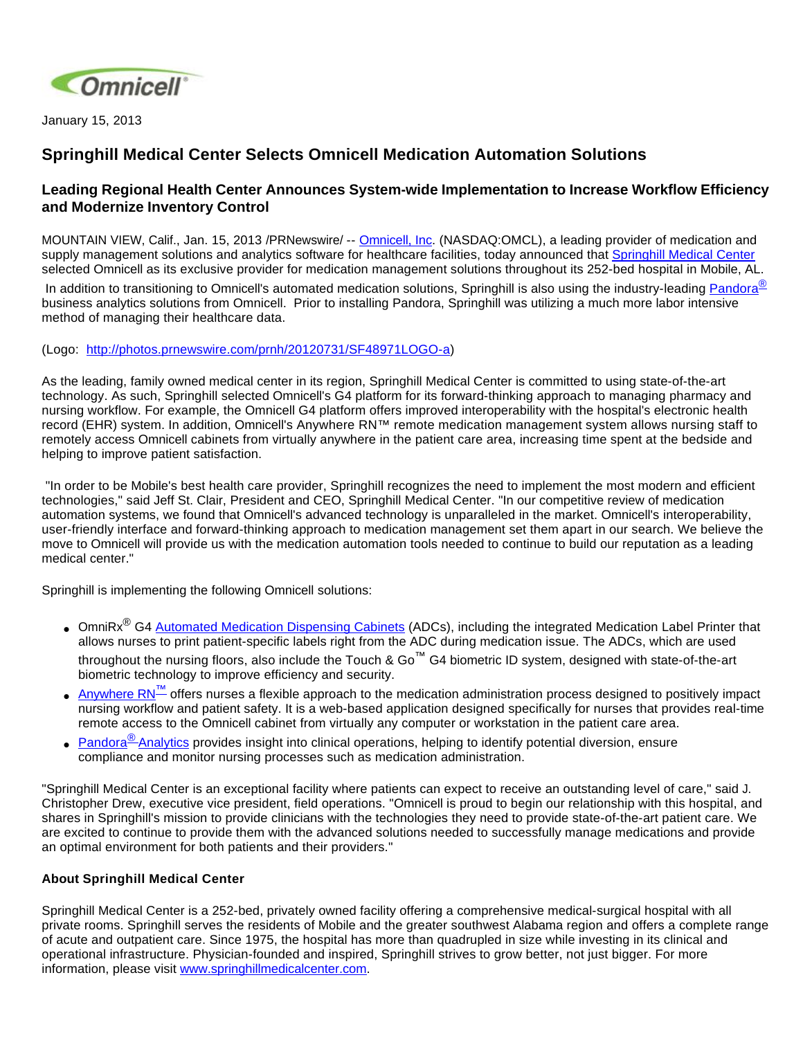Omnicell®

January 15, 2013

# Springhill Medical Center Selects Omnicell Medication Automation Solutions

## Leading Regional Health Center Announces System-wide Implementation to Increase Workflow Efficiency and Modernize Inventory Control

MOUNTAIN VIEW, Calif., Jan. 15, 2013 /PRNewswire/ -- Omnicell, Inc. (NASDAQ:OMCL), a leading provider of medication and supply management solutions and analytics software for healthcare facilities, today announced that Springhill Medical Center selected Omnicell as its exclusive provider for medication management solutions throughout its 252-bed hospital in Mobile, AL. In addition to transitioning to Omnicell's automated medication solutions, Springhill is also using the industry-leading Pandora® business analytics solutions from Omnicell. Prior to installing Pandora, Springhill was utilizing a much more labor intensive method of managing their healthcare data.

(Logo: http://photos.prnewswire.com/prnh/20120731/SF48971LOGO-a)

As the leading, family owned medical center in its region, Springhill Medical Center is committed to using state-of-the-art technology. As such, Springhill selected Omnicell's G4 platform for its forward-thinking approach to managing pharmacy and nursing workflow. For example, the Omnicell G4 platform offers improved interoperability with the hospital's electronic health record (EHR) system. In addition, Omnicell's Anywhere RN™ remote medication management system allows nursing staff to remotely access Omnicell cabinets from virtually anywhere in the patient care area, increasing time spent at the bedside and helping to improve patient satisfaction.

"In order to be Mobile's best health care provider, Springhill recognizes the need to implement the most modern and efficient technologies," said Jeff St. Clair, President and CEO, Springhill Medical Center. "In our competitive review of medication automation systems, we found that Omnicell's advanced technology is unparalleled in the market. Omnicell's interoperability, user-friendly interface and forward-thinking approach to medication management set them apart in our search. We believe the move to Omnicell will provide us with the medication automation tools needed to continue to build our reputation as a leading medical center."

Springhill is implementing the following Omnicell solutions:

- OmniRx® G4 Automated Medication Dispensing Cabinets (ADCs), including the integrated Medication Label Printer that allows nurses to print patient-specific labels right from the ADC during medication issue. The ADCs, which are used throughout the nursing floors, also include the Touch & Go™ G4 biometric ID system, designed with state-of-the-art biometric technology to improve efficiency and security.
- Anywhere RN™ offers nurses a flexible approach to the medication administration process designed to positively impact nursing workflow and patient safety. It is a web-based application designed specifically for nurses that provides real-time remote access to the Omnicell cabinet from virtually any computer or workstation in the patient care area.
- Pandora® Analytics provides insight into clinical operations, helping to identify potential diversion, ensure compliance and monitor nursing processes such as medication administration.

"Springhill Medical Center is an exceptional facility where patients can expect to receive an outstanding level of care," said J. Christopher Drew, executive vice president, field operations. "Omnicell is proud to begin our relationship with this hospital, and shares in Springhill's mission to provide clinicians with the technologies they need to provide state-of-the-art patient care. We are excited to continue to provide them with the advanced solutions needed to successfully manage medications and provide an optimal environment for both patients and their providers."

**About Springhill Medical Center**

Springhill Medical Center is a 252-bed, privately owned facility offering a comprehensive medical-surgical hospital with all private rooms. Springhill serves the residents of Mobile and the greater southwest Alabama region and offers a complete range of acute and outpatient care. Since 1975, the hospital has more than quadrupled in size while investing in its clinical and operational infrastructure. Physician-founded and inspired, Springhill strives to grow better, not just bigger. For more information, please visit www.springhillmedicalcenter.com.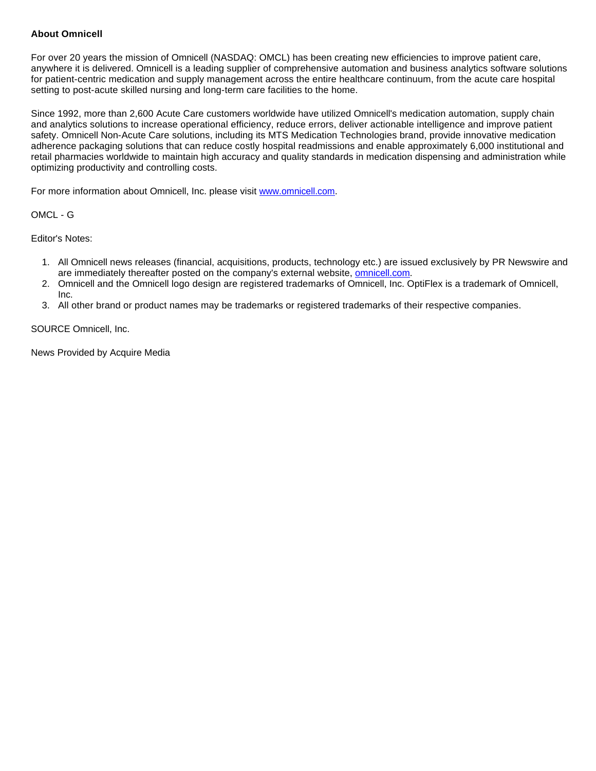**About Omnicell**

For over 20 years the mission of Omnicell (NASDAQ: OMCL) has been creating new efficiencies to improve patient care, anywhere it is delivered. Omnicell is a leading supplier of comprehensive automation and business analytics software solutions for patient-centric medication and supply management across the entire healthcare continuum, from the acute care hospital setting to post-acute skilled nursing and long-term care facilities to the home.

Since 1992, more than 2,600 Acute Care customers worldwide have utilized Omnicell's medication automation, supply chain and analytics solutions to increase operational efficiency, reduce errors, deliver actionable intelligence and improve patient safety. Omnicell Non-Acute Care solutions, including its MTS Medication Technologies brand, provide innovative medication adherence packaging solutions that can reduce costly hospital readmissions and enable approximately 6,000 institutional and retail pharmacies worldwide to maintain high accuracy and quality standards in medication dispensing and administration while optimizing productivity and controlling costs.

For more information about Omnicell, Inc. please visit [www.omnicell.com](http://www.omnicell.com).

OMCL - G

Editor's Notes:

1. All Omnicell news releases (financial, acquisitions, products, technology etc.) are issued exclusively by PR Newswire and are immediately thereafter posted on the company's external website, [omnicell.com](http://omnicell.com).
2. Omnicell and the Omnicell logo design are registered trademarks of Omnicell, Inc. OptiFlex is a trademark of Omnicell, Inc.
3. All other brand or product names may be trademarks or registered trademarks of their respective companies.

SOURCE Omnicell, Inc.

News Provided by Acquire Media